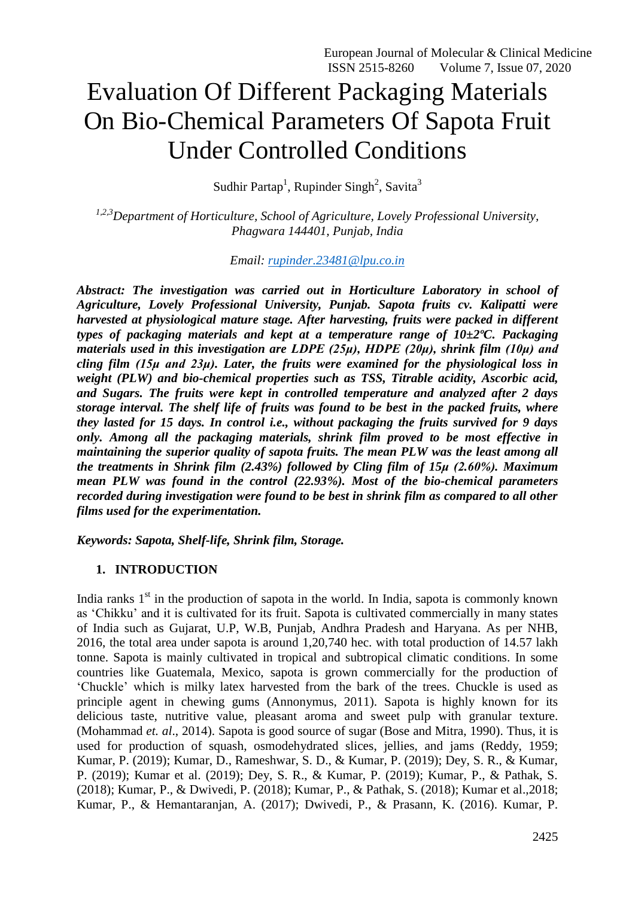# Evaluation Of Different Packaging Materials On Bio-Chemical Parameters Of Sapota Fruit Under Controlled Conditions

Sudhir Partap[1], Rupinder Singh[2], Savita[3]

*[1,2,3]Department of Horticulture, School of Agriculture, Lovely Professional University, Phagwara 144401, Punjab, India*

*Email: rupinder.23481@lpu.co.in*

***Abstract: The investigation was carried out in Horticulture Laboratory in school of Agriculture, Lovely Professional University, Punjab. Sapota fruits cv. Kalipatti were harvested at physiological mature stage. After harvesting, fruits were packed in different types of packaging materials and kept at a temperature range of 10±2ºC. Packaging materials used in this investigation are LDPE (25µ), HDPE (20µ), shrink film (10µ) and cling film (15µ and 23µ). Later, the fruits were examined for the physiological loss in weight (PLW) and bio-chemical properties such as TSS, Titrable acidity, Ascorbic acid, and Sugars. The fruits were kept in controlled temperature and analyzed after 2 days storage interval. The shelf life of fruits was found to be best in the packed fruits, where they lasted for 15 days. In control i.e., without packaging the fruits survived for 9 days only. Among all the packaging materials, shrink film proved to be most effective in maintaining the superior quality of sapota fruits. The mean PLW was the least among all the treatments in Shrink film (2.43%) followed by Cling film of 15µ (2.60%). Maximum mean PLW was found in the control (22.93%). Most of the bio-chemical parameters recorded during investigation were found to be best in shrink film as compared to all other films used for the experimentation.***

***Keywords: Sapota, Shelf-life, Shrink film, Storage.***

## 1. INTRODUCTION

India ranks 1st in the production of sapota in the world. In India, sapota is commonly known as 'Chikku' and it is cultivated for its fruit. Sapota is cultivated commercially in many states of India such as Gujarat, U.P, W.B, Punjab, Andhra Pradesh and Haryana. As per NHB, 2016, the total area under sapota is around 1,20,740 hec. with total production of 14.57 lakh tonne. Sapota is mainly cultivated in tropical and subtropical climatic conditions. In some countries like Guatemala, Mexico, sapota is grown commercially for the production of 'Chuckle' which is milky latex harvested from the bark of the trees. Chuckle is used as principle agent in chewing gums (Annonymus, 2011). Sapota is highly known for its delicious taste, nutritive value, pleasant aroma and sweet pulp with granular texture. (Mohammad *et. al*., 2014). Sapota is good source of sugar (Bose and Mitra, 1990). Thus, it is used for production of squash, osmodehydrated slices, jellies, and jams (Reddy, 1959; Kumar, P. (2019); Kumar, D., Rameshwar, S. D., & Kumar, P. (2019); Dey, S. R., & Kumar, P. (2019); Kumar et al. (2019); Dey, S. R., & Kumar, P. (2019); Kumar, P., & Pathak, S. (2018); Kumar, P., & Dwivedi, P. (2018); Kumar, P., & Pathak, S. (2018); Kumar et al.,2018; Kumar, P., & Hemantaranjan, A. (2017); Dwivedi, P., & Prasann, K. (2016). Kumar, P.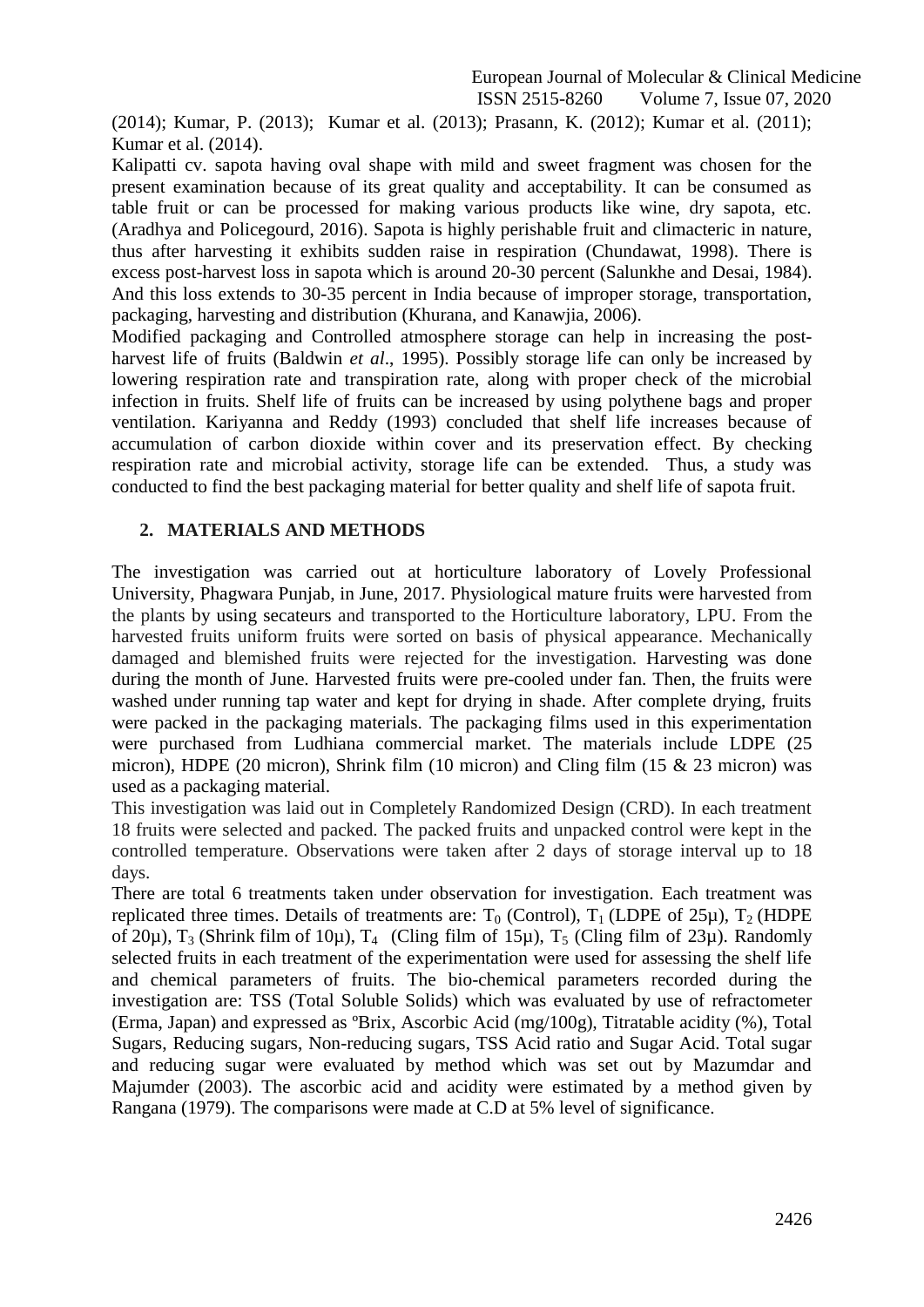(2014); Kumar, P. (2013); Kumar et al. (2013); Prasann, K. (2012); Kumar et al. (2011); Kumar et al. (2014).

Kalipatti cv. sapota having oval shape with mild and sweet fragment was chosen for the present examination because of its great quality and acceptability. It can be consumed as table fruit or can be processed for making various products like wine, dry sapota, etc. (Aradhya and Policegourd, 2016). Sapota is highly perishable fruit and climacteric in nature, thus after harvesting it exhibits sudden raise in respiration (Chundawat, 1998). There is excess post-harvest loss in sapota which is around 20-30 percent (Salunkhe and Desai, 1984). And this loss extends to 30-35 percent in India because of improper storage, transportation, packaging, harvesting and distribution (Khurana, and Kanawjia, 2006).

Modified packaging and Controlled atmosphere storage can help in increasing the post-harvest life of fruits (Baldwin *et al*., 1995). Possibly storage life can only be increased by lowering respiration rate and transpiration rate, along with proper check of the microbial infection in fruits. Shelf life of fruits can be increased by using polythene bags and proper ventilation. Kariyanna and Reddy (1993) concluded that shelf life increases because of accumulation of carbon dioxide within cover and its preservation effect. By checking respiration rate and microbial activity, storage life can be extended. Thus, a study was conducted to find the best packaging material for better quality and shelf life of sapota fruit.

## 2. MATERIALS AND METHODS

The investigation was carried out at horticulture laboratory of Lovely Professional University, Phagwara Punjab, in June, 2017. Physiological mature fruits were harvested from the plants by using secateurs and transported to the Horticulture laboratory, LPU. From the harvested fruits uniform fruits were sorted on basis of physical appearance. Mechanically damaged and blemished fruits were rejected for the investigation. Harvesting was done during the month of June. Harvested fruits were pre-cooled under fan. Then, the fruits were washed under running tap water and kept for drying in shade. After complete drying, fruits were packed in the packaging materials. The packaging films used in this experimentation were purchased from Ludhiana commercial market. The materials include LDPE (25 micron), HDPE (20 micron), Shrink film (10 micron) and Cling film (15 & 23 micron) was used as a packaging material.

This investigation was laid out in Completely Randomized Design (CRD). In each treatment 18 fruits were selected and packed. The packed fruits and unpacked control were kept in the controlled temperature. Observations were taken after 2 days of storage interval up to 18 days.

There are total 6 treatments taken under observation for investigation. Each treatment was replicated three times. Details of treatments are: $T_0$ (Control), $T_1$ (LDPE of 25µ), $T_2$ (HDPE of 20µ), $T_3$ (Shrink film of 10µ), $T_4$ (Cling film of 15µ), $T_5$ (Cling film of 23µ). Randomly selected fruits in each treatment of the experimentation were used for assessing the shelf life and chemical parameters of fruits. The bio-chemical parameters recorded during the investigation are: TSS (Total Soluble Solids) which was evaluated by use of refractometer (Erma, Japan) and expressed as ºBrix, Ascorbic Acid (mg/100g), Titratable acidity (%), Total Sugars, Reducing sugars, Non-reducing sugars, TSS Acid ratio and Sugar Acid. Total sugar and reducing sugar were evaluated by method which was set out by Mazumdar and Majumder (2003). The ascorbic acid and acidity were estimated by a method given by Rangana (1979). The comparisons were made at C.D at 5% level of significance.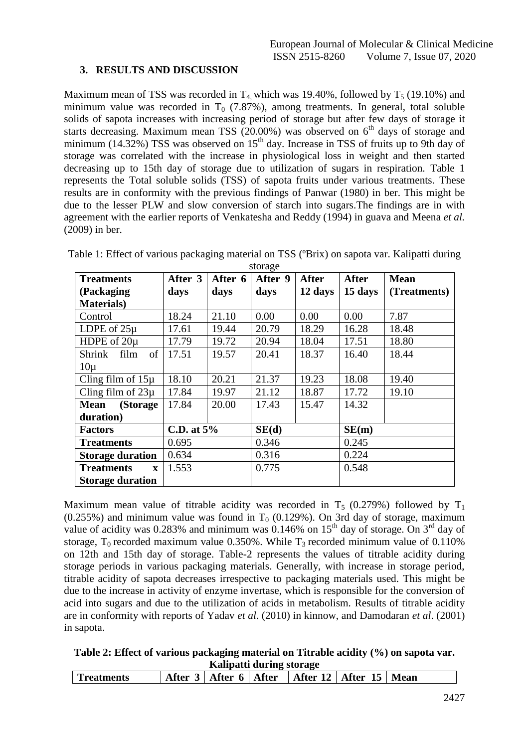## 3. RESULTS AND DISCUSSION

Maximum mean of TSS was recorded in $T_4$, which was 19.40%, followed by $T_5$ (19.10%) and minimum value was recorded in $T_0$ (7.87%), among treatments. In general, total soluble solids of sapota increases with increasing period of storage but after few days of storage it starts decreasing. Maximum mean TSS (20.00%) was observed on 6[th] days of storage and minimum (14.32%) TSS was observed on 15[th] day. Increase in TSS of fruits up to 9th day of storage was correlated with the increase in physiological loss in weight and then started decreasing up to 15th day of storage due to utilization of sugars in respiration. Table 1 represents the Total soluble solids (TSS) of sapota fruits under various treatments. These results are in conformity with the previous findings of Panwar (1980) in ber. This might be due to the lesser PLW and slow conversion of starch into sugars.The findings are in with agreement with the earlier reports of Venkatesha and Reddy (1994) in guava and Meena *et al.* (2009) in ber.

Table 1: Effect of various packaging material on TSS (ºBrix) on sapota var. Kalipatti during storage

| Treatments (Packaging Materials) | After 3 days | After 6 days | After 9 days | After 12 days | After 15 days | Mean (Treatments) |
|---|---|---|---|---|---|---|
| Control | 18.24 | 21.10 | 0.00 | 0.00 | 0.00 | 7.87 |
| LDPE of 25μ | 17.61 | 19.44 | 20.79 | 18.29 | 16.28 | 18.48 |
| HDPE of 20μ | 17.79 | 19.72 | 20.94 | 18.04 | 17.51 | 18.80 |
| Shrink film of 10μ | 17.51 | 19.57 | 20.41 | 18.37 | 16.40 | 18.44 |
| Cling film of 15μ | 18.10 | 20.21 | 21.37 | 19.23 | 18.08 | 19.40 |
| Cling film of 23μ | 17.84 | 19.97 | 21.12 | 18.87 | 17.72 | 19.10 |
| **Mean (Storage duration)** | 17.84 | 20.00 | 17.43 | 15.47 | 14.32 | |
| **Factors** | **C.D. at 5%** | | **SE(d)** | | **SE(m)** | |
| **Treatments** | 0.695 | | 0.346 | | 0.245 | |
| **Storage duration** | 0.634 | | 0.316 | | 0.224 | |
| **Treatments x Storage duration** | 1.553 | | 0.775 | | 0.548 | |

Maximum mean value of titrable acidity was recorded in $T_5$ (0.279%) followed by $T_1$ (0.255%) and minimum value was found in $T_0$ (0.129%). On 3rd day of storage, maximum value of acidity was 0.283% and minimum was 0.146% on 15[th] day of storage. On 3[rd] day of storage, $T_0$ recorded maximum value 0.350%. While $T_3$ recorded minimum value of 0.110% on 12th and 15th day of storage. Table-2 represents the values of titrable acidity during storage periods in various packaging materials. Generally, with increase in storage period, titrable acidity of sapota decreases irrespective to packaging materials used. This might be due to the increase in activity of enzyme invertase, which is responsible for the conversion of acid into sugars and due to the utilization of acids in metabolism. Results of titrable acidity are in conformity with reports of Yadav *et al*. (2010) in kinnow, and Damodaran *et al*. (2001) in sapota.

**Table 2: Effect of various packaging material on Titrable acidity (%) on sapota var. Kalipatti during storage**

| Treatments | After 3 | After 6 | After | After 12 | After 15 | Mean |
|---|---|---|---|---|---|---|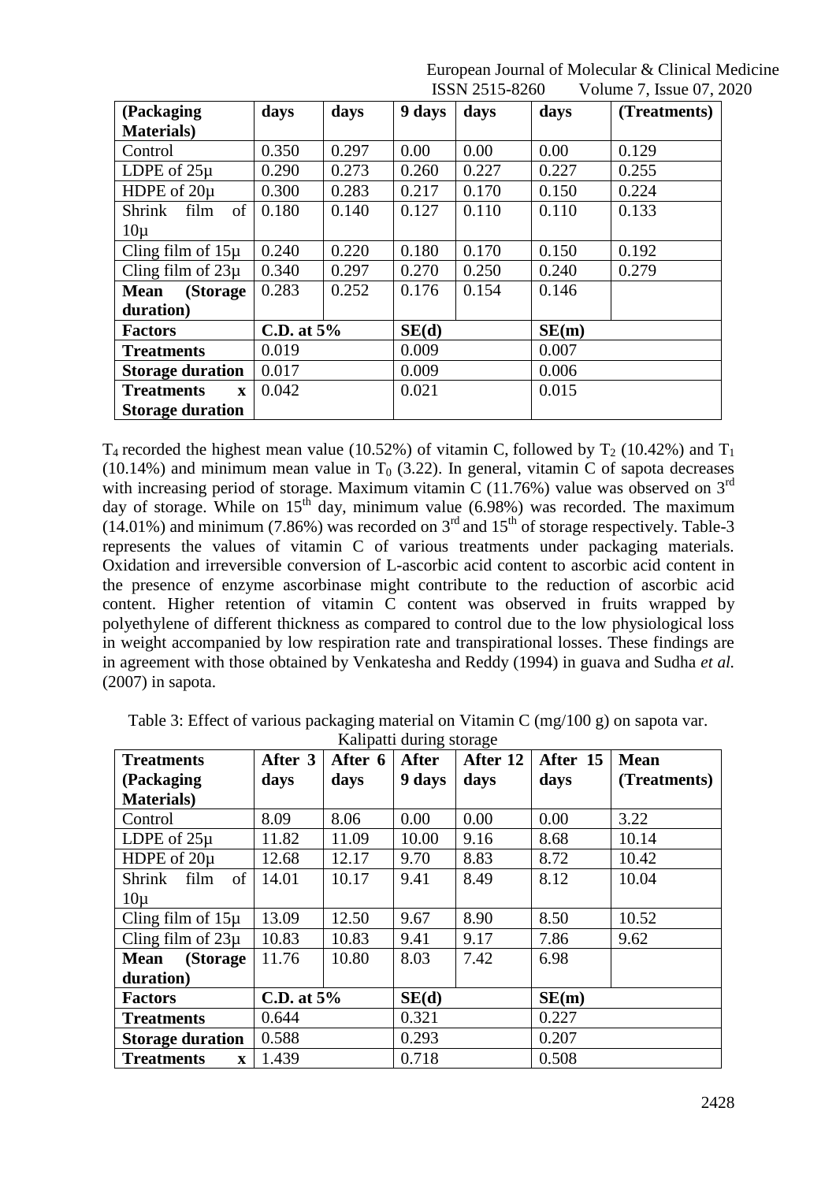| (Packaging Materials) | days | days | 9 days | days | days | (Treatments) |
|---|---|---|---|---|---|---|
| Control | 0.350 | 0.297 | 0.00 | 0.00 | 0.00 | 0.129 |
| LDPE of 25µ | 0.290 | 0.273 | 0.260 | 0.227 | 0.227 | 0.255 |
| HDPE of 20µ | 0.300 | 0.283 | 0.217 | 0.170 | 0.150 | 0.224 |
| Shrink film of 10µ | 0.180 | 0.140 | 0.127 | 0.110 | 0.110 | 0.133 |
| Cling film of 15µ | 0.240 | 0.220 | 0.180 | 0.170 | 0.150 | 0.192 |
| Cling film of 23µ | 0.340 | 0.297 | 0.270 | 0.250 | 0.240 | 0.279 |
| **Mean (Storage duration)** | 0.283 | 0.252 | 0.176 | 0.154 | 0.146 | |
| **Factors** | **C.D. at 5%** | | **SE(d)** | | **SE(m)** | |
| **Treatments** | 0.019 | | 0.009 | | 0.007 | |
| **Storage duration** | 0.017 | | 0.009 | | 0.006 | |
| **Treatments x Storage duration** | 0.042 | | 0.021 | | 0.015 | |

$T_4$ recorded the highest mean value (10.52%) of vitamin C, followed by $T_2$ (10.42%) and $T_1$ (10.14%) and minimum mean value in $T_0$ (3.22). In general, vitamin C of sapota decreases with increasing period of storage. Maximum vitamin C (11.76%) value was observed on 3rd day of storage. While on 15th day, minimum value (6.98%) was recorded. The maximum (14.01%) and minimum (7.86%) was recorded on 3rd and 15th of storage respectively. Table-3 represents the values of vitamin C of various treatments under packaging materials. Oxidation and irreversible conversion of L-ascorbic acid content to ascorbic acid content in the presence of enzyme ascorbinase might contribute to the reduction of ascorbic acid content. Higher retention of vitamin C content was observed in fruits wrapped by polyethylene of different thickness as compared to control due to the low physiological loss in weight accompanied by low respiration rate and transpirational losses. These findings are in agreement with those obtained by Venkatesha and Reddy (1994) in guava and Sudha *et al.* (2007) in sapota.

Table 3: Effect of various packaging material on Vitamin C (mg/100 g) on sapota var. Kalipatti during storage

| Treatments (Packaging Materials) | After 3 days | After 6 days | After 9 days | After 12 days | After 15 days | Mean (Treatments) |
|---|---|---|---|---|---|---|
| Control | 8.09 | 8.06 | 0.00 | 0.00 | 0.00 | 3.22 |
| LDPE of 25µ | 11.82 | 11.09 | 10.00 | 9.16 | 8.68 | 10.14 |
| HDPE of 20µ | 12.68 | 12.17 | 9.70 | 8.83 | 8.72 | 10.42 |
| Shrink film of 10µ | 14.01 | 10.17 | 9.41 | 8.49 | 8.12 | 10.04 |
| Cling film of 15µ | 13.09 | 12.50 | 9.67 | 8.90 | 8.50 | 10.52 |
| Cling film of 23µ | 10.83 | 10.83 | 9.41 | 9.17 | 7.86 | 9.62 |
| **Mean (Storage duration)** | 11.76 | 10.80 | 8.03 | 7.42 | 6.98 | |
| **Factors** | **C.D. at 5%** | | **SE(d)** | | **SE(m)** | |
| **Treatments** | 0.644 | | 0.321 | | 0.227 | |
| **Storage duration** | 0.588 | | 0.293 | | 0.207 | |
| **Treatments x** | 1.439 | | 0.718 | | 0.508 | |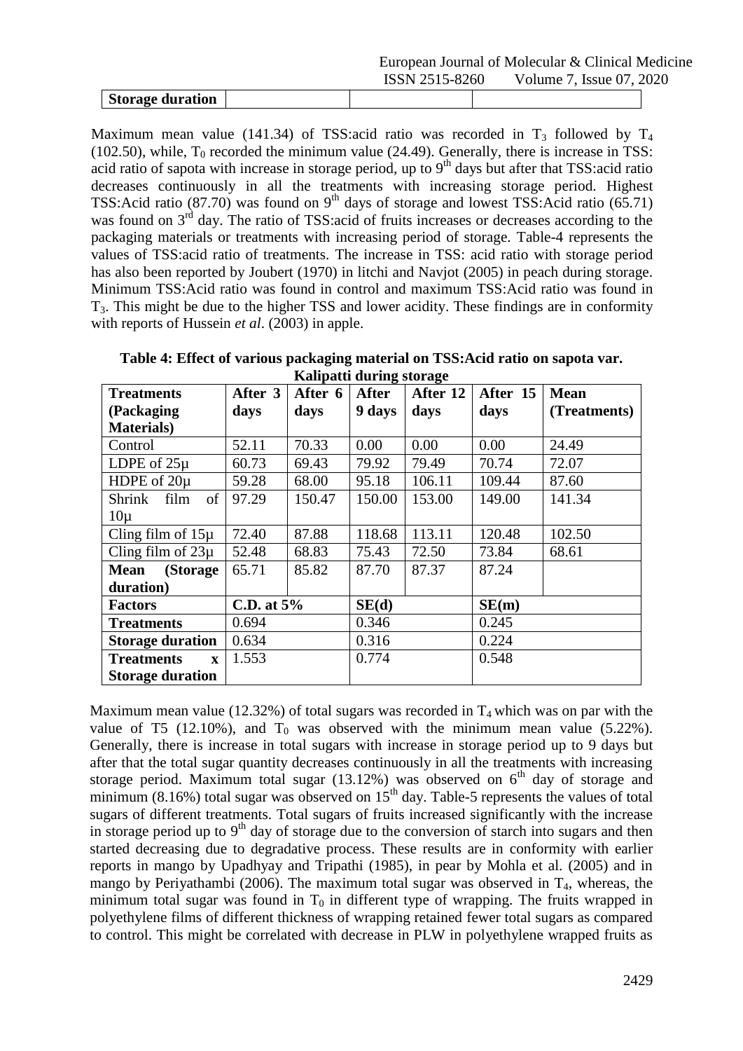| Storage duration | | | |
|---|---|---|---|

Maximum mean value (141.34) of TSS:acid ratio was recorded in $T_3$ followed by $T_4$ (102.50), while, $T_0$ recorded the minimum value (24.49). Generally, there is increase in TSS: acid ratio of sapota with increase in storage period, up to 9th days but after that TSS:acid ratio decreases continuously in all the treatments with increasing storage period. Highest TSS:Acid ratio (87.70) was found on 9th days of storage and lowest TSS:Acid ratio (65.71) was found on 3rd day. The ratio of TSS:acid of fruits increases or decreases according to the packaging materials or treatments with increasing period of storage. Table-4 represents the values of TSS:acid ratio of treatments. The increase in TSS: acid ratio with storage period has also been reported by Joubert (1970) in litchi and Navjot (2005) in peach during storage. Minimum TSS:Acid ratio was found in control and maximum TSS:Acid ratio was found in $T_3$. This might be due to the higher TSS and lower acidity. These findings are in conformity with reports of Hussein *et al*. (2003) in apple.

**Table 4: Effect of various packaging material on TSS:Acid ratio on sapota var. Kalipatti during storage**

| Treatments (Packaging Materials) | After 3 days | After 6 days | After 9 days | After 12 days | After 15 days | Mean (Treatments) |
|---|---|---|---|---|---|---|
| Control | 52.11 | 70.33 | 0.00 | 0.00 | 0.00 | 24.49 |
| LDPE of 25µ | 60.73 | 69.43 | 79.92 | 79.49 | 70.74 | 72.07 |
| HDPE of 20µ | 59.28 | 68.00 | 95.18 | 106.11 | 109.44 | 87.60 |
| Shrink film of 10µ | 97.29 | 150.47 | 150.00 | 153.00 | 149.00 | 141.34 |
| Cling film of 15µ | 72.40 | 87.88 | 118.68 | 113.11 | 120.48 | 102.50 |
| Cling film of 23µ | 52.48 | 68.83 | 75.43 | 72.50 | 73.84 | 68.61 |
| **Mean (Storage duration)** | 65.71 | 85.82 | 87.70 | 87.37 | 87.24 | |
| **Factors** | **C.D. at 5%** | | **SE(d)** | | **SE(m)** | |
| **Treatments** | 0.694 | | 0.346 | | 0.245 | |
| **Storage duration** | 0.634 | | 0.316 | | 0.224 | |
| **Treatments x Storage duration** | 1.553 | | 0.774 | | 0.548 | |

Maximum mean value (12.32%) of total sugars was recorded in $T_4$ which was on par with the value of T5 (12.10%), and $T_0$ was observed with the minimum mean value (5.22%). Generally, there is increase in total sugars with increase in storage period up to 9 days but after that the total sugar quantity decreases continuously in all the treatments with increasing storage period. Maximum total sugar (13.12%) was observed on 6th day of storage and minimum (8.16%) total sugar was observed on 15th day. Table-5 represents the values of total sugars of different treatments. Total sugars of fruits increased significantly with the increase in storage period up to 9th day of storage due to the conversion of starch into sugars and then started decreasing due to degradative process. These results are in conformity with earlier reports in mango by Upadhyay and Tripathi (1985), in pear by Mohla et al. (2005) and in mango by Periyathambi (2006). The maximum total sugar was observed in $T_4$, whereas, the minimum total sugar was found in $T_0$ in different type of wrapping. The fruits wrapped in polyethylene films of different thickness of wrapping retained fewer total sugars as compared to control. This might be correlated with decrease in PLW in polyethylene wrapped fruits as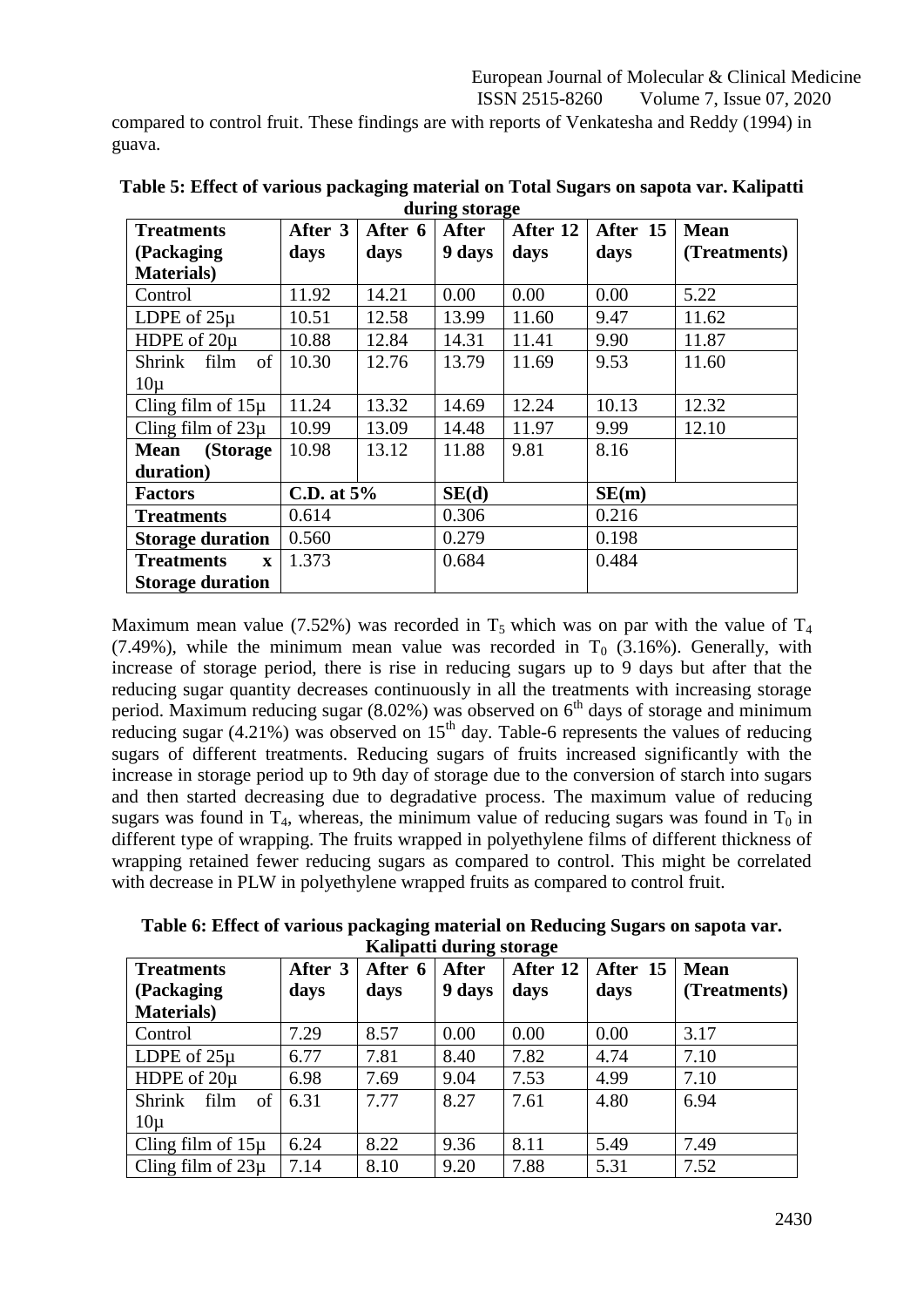compared to control fruit. These findings are with reports of Venkatesha and Reddy (1994) in guava.

**Table 5: Effect of various packaging material on Total Sugars on sapota var. Kalipatti during storage**

| Treatments (Packaging Materials) | After 3 days | After 6 days | After 9 days | After 12 days | After 15 days | Mean (Treatments) |
|---|---|---|---|---|---|---|
| Control | 11.92 | 14.21 | 0.00 | 0.00 | 0.00 | 5.22 |
| LDPE of 25µ | 10.51 | 12.58 | 13.99 | 11.60 | 9.47 | 11.62 |
| HDPE of 20µ | 10.88 | 12.84 | 14.31 | 11.41 | 9.90 | 11.87 |
| Shrink film of 10µ | 10.30 | 12.76 | 13.79 | 11.69 | 9.53 | 11.60 |
| Cling film of 15µ | 11.24 | 13.32 | 14.69 | 12.24 | 10.13 | 12.32 |
| Cling film of 23µ | 10.99 | 13.09 | 14.48 | 11.97 | 9.99 | 12.10 |
| **Mean (Storage duration)** | 10.98 | 13.12 | 11.88 | 9.81 | 8.16 | |
| **Factors** | **C.D. at 5%** | | **SE(d)** | | **SE(m)** | |
| **Treatments** | 0.614 | | 0.306 | | 0.216 | |
| **Storage duration** | 0.560 | | 0.279 | | 0.198 | |
| **Treatments x Storage duration** | 1.373 | | 0.684 | | 0.484 | |

Maximum mean value (7.52%) was recorded in $T_5$ which was on par with the value of $T_4$ (7.49%), while the minimum mean value was recorded in $T_0$ (3.16%). Generally, with increase of storage period, there is rise in reducing sugars up to 9 days but after that the reducing sugar quantity decreases continuously in all the treatments with increasing storage period. Maximum reducing sugar (8.02%) was observed on 6$^{th}$ days of storage and minimum reducing sugar (4.21%) was observed on 15$^{th}$ day. Table-6 represents the values of reducing sugars of different treatments. Reducing sugars of fruits increased significantly with the increase in storage period up to 9th day of storage due to the conversion of starch into sugars and then started decreasing due to degradative process. The maximum value of reducing sugars was found in $T_4$, whereas, the minimum value of reducing sugars was found in $T_0$ in different type of wrapping. The fruits wrapped in polyethylene films of different thickness of wrapping retained fewer reducing sugars as compared to control. This might be correlated with decrease in PLW in polyethylene wrapped fruits as compared to control fruit.

**Table 6: Effect of various packaging material on Reducing Sugars on sapota var. Kalipatti during storage**

| Treatments (Packaging Materials) | After 3 days | After 6 days | After 9 days | After 12 days | After 15 days | Mean (Treatments) |
|---|---|---|---|---|---|---|
| Control | 7.29 | 8.57 | 0.00 | 0.00 | 0.00 | 3.17 |
| LDPE of 25µ | 6.77 | 7.81 | 8.40 | 7.82 | 4.74 | 7.10 |
| HDPE of 20µ | 6.98 | 7.69 | 9.04 | 7.53 | 4.99 | 7.10 |
| Shrink film of 10µ | 6.31 | 7.77 | 8.27 | 7.61 | 4.80 | 6.94 |
| Cling film of 15µ | 6.24 | 8.22 | 9.36 | 8.11 | 5.49 | 7.49 |
| Cling film of 23µ | 7.14 | 8.10 | 9.20 | 7.88 | 5.31 | 7.52 |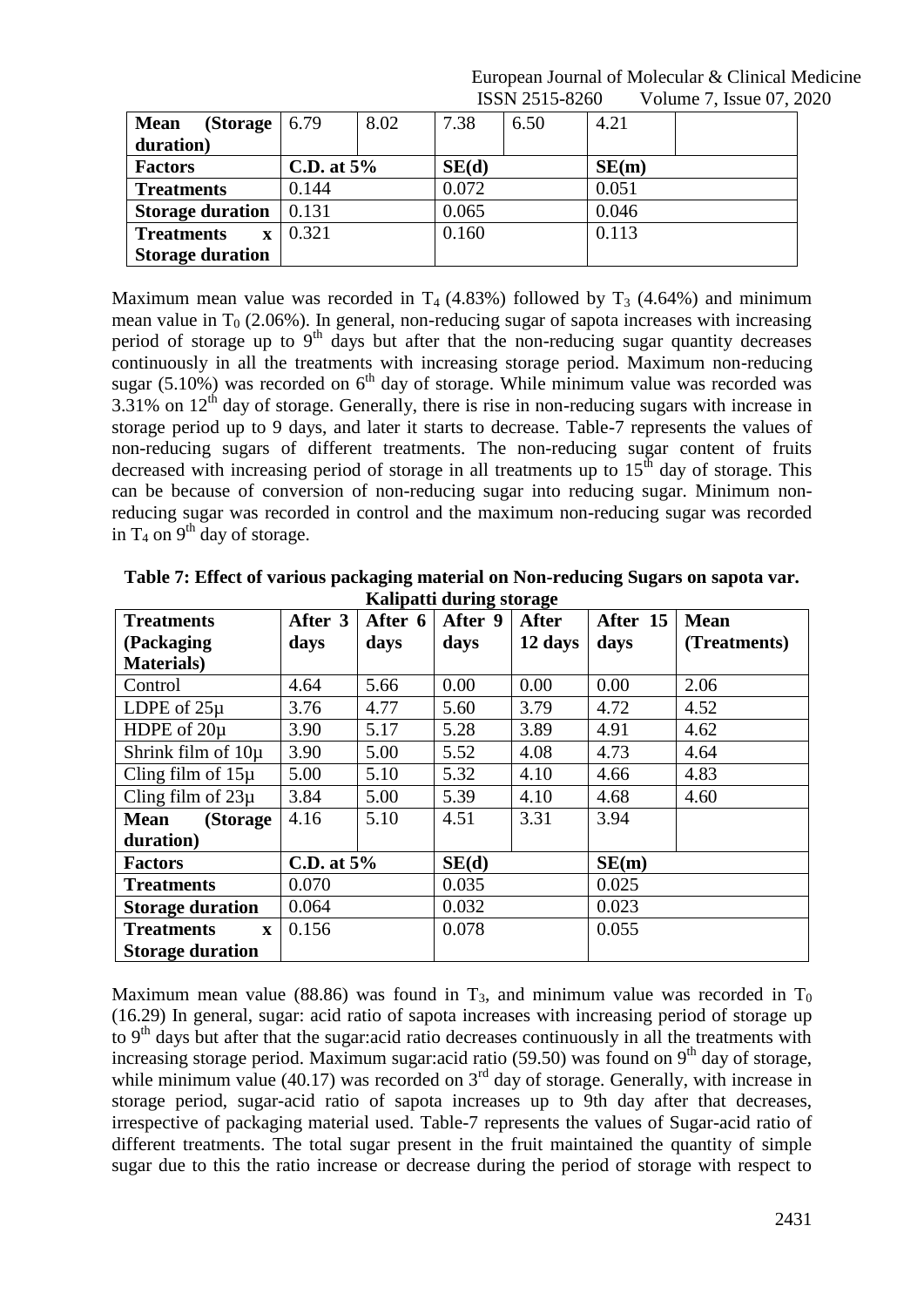| Mean (Storage duration) | 6.79 | 8.02 | 7.38 | 6.50 | 4.21 | |
|---|---|---|---|---|---|---|
| **Factors** | **C.D. at 5%** | | **SE(d)** | | **SE(m)** | |
| **Treatments** | 0.144 | | 0.072 | | 0.051 | |
| **Storage duration** | 0.131 | | 0.065 | | 0.046 | |
| **Treatments x Storage duration** | 0.321 | | 0.160 | | 0.113 | |

Maximum mean value was recorded in $T_4$ (4.83%) followed by $T_3$ (4.64%) and minimum mean value in $T_0$ (2.06%). In general, non-reducing sugar of sapota increases with increasing period of storage up to $9^{th}$ days but after that the non-reducing sugar quantity decreases continuously in all the treatments with increasing storage period. Maximum non-reducing sugar (5.10%) was recorded on $6^{th}$ day of storage. While minimum value was recorded was 3.31% on $12^{th}$ day of storage. Generally, there is rise in non-reducing sugars with increase in storage period up to 9 days, and later it starts to decrease. Table-7 represents the values of non-reducing sugars of different treatments. The non-reducing sugar content of fruits decreased with increasing period of storage in all treatments up to $15^{th}$ day of storage. This can be because of conversion of non-reducing sugar into reducing sugar. Minimum non-reducing sugar was recorded in control and the maximum non-reducing sugar was recorded in $T_4$ on $9^{th}$ day of storage.

**Table 7: Effect of various packaging material on Non-reducing Sugars on sapota var. Kalipatti during storage**

| Treatments (Packaging Materials) | After 3 days | After 6 days | After 9 days | After 12 days | After 15 days | Mean (Treatments) |
|---|---|---|---|---|---|---|
| Control | 4.64 | 5.66 | 0.00 | 0.00 | 0.00 | 2.06 |
| LDPE of 25µ | 3.76 | 4.77 | 5.60 | 3.79 | 4.72 | 4.52 |
| HDPE of 20µ | 3.90 | 5.17 | 5.28 | 3.89 | 4.91 | 4.62 |
| Shrink film of 10µ | 3.90 | 5.00 | 5.52 | 4.08 | 4.73 | 4.64 |
| Cling film of 15µ | 5.00 | 5.10 | 5.32 | 4.10 | 4.66 | 4.83 |
| Cling film of 23µ | 3.84 | 5.00 | 5.39 | 4.10 | 4.68 | 4.60 |
| **Mean (Storage duration)** | 4.16 | 5.10 | 4.51 | 3.31 | 3.94 | |
| **Factors** | **C.D. at 5%** | | **SE(d)** | | **SE(m)** | |
| **Treatments** | 0.070 | | 0.035 | | 0.025 | |
| **Storage duration** | 0.064 | | 0.032 | | 0.023 | |
| **Treatments x Storage duration** | 0.156 | | 0.078 | | 0.055 | |

Maximum mean value (88.86) was found in $T_3$, and minimum value was recorded in $T_0$ (16.29) In general, sugar: acid ratio of sapota increases with increasing period of storage up to $9^{th}$ days but after that the sugar:acid ratio decreases continuously in all the treatments with increasing storage period. Maximum sugar:acid ratio (59.50) was found on $9^{th}$ day of storage, while minimum value (40.17) was recorded on $3^{rd}$ day of storage. Generally, with increase in storage period, sugar-acid ratio of sapota increases up to 9th day after that decreases, irrespective of packaging material used. Table-7 represents the values of Sugar-acid ratio of different treatments. The total sugar present in the fruit maintained the quantity of simple sugar due to this the ratio increase or decrease during the period of storage with respect to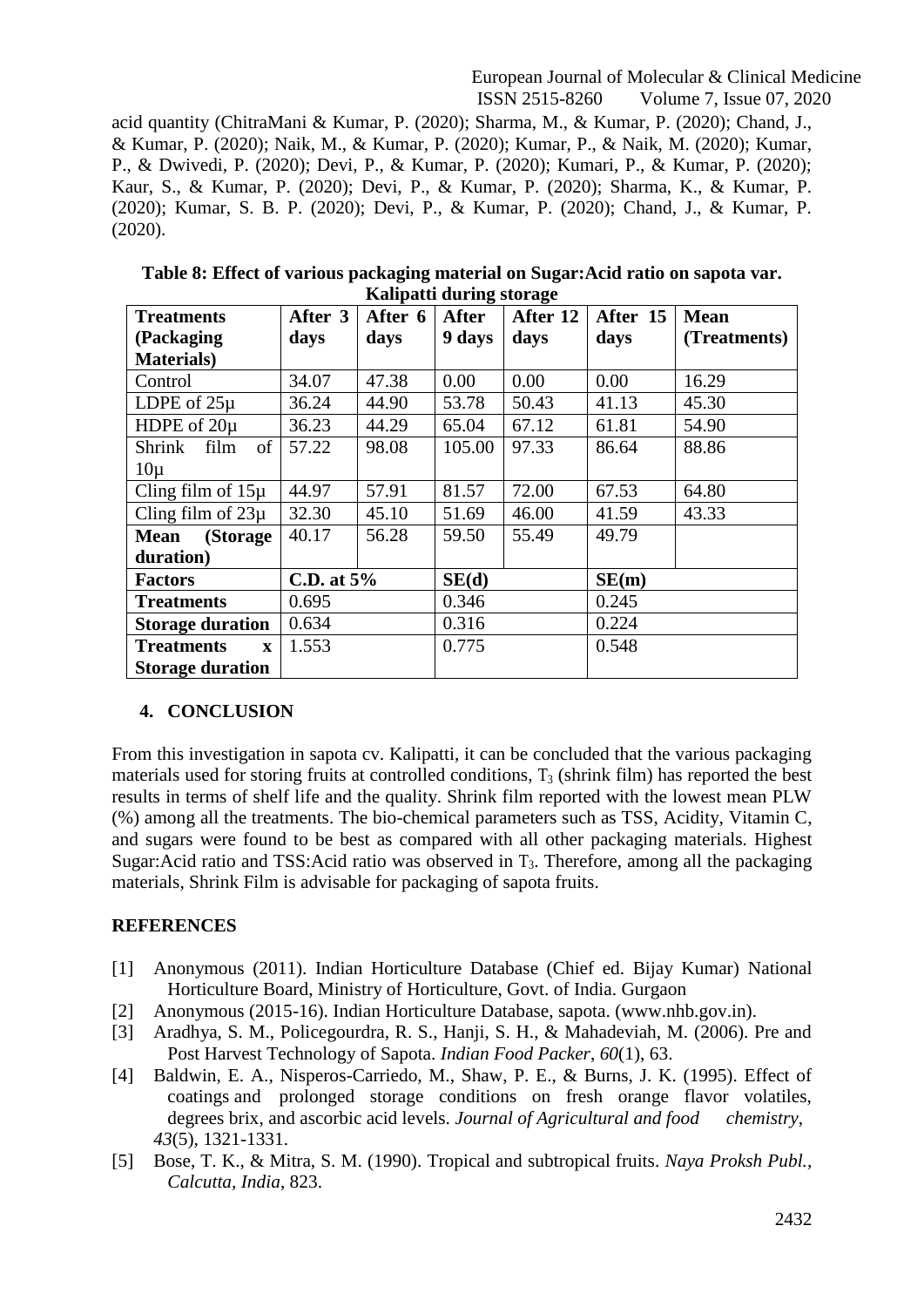acid quantity (ChitraMani & Kumar, P. (2020); Sharma, M., & Kumar, P. (2020); Chand, J., & Kumar, P. (2020); Naik, M., & Kumar, P. (2020); Kumar, P., & Naik, M. (2020); Kumar, P., & Dwivedi, P. (2020); Devi, P., & Kumar, P. (2020); Kumari, P., & Kumar, P. (2020); Kaur, S., & Kumar, P. (2020); Devi, P., & Kumar, P. (2020); Sharma, K., & Kumar, P. (2020); Kumar, S. B. P. (2020); Devi, P., & Kumar, P. (2020); Chand, J., & Kumar, P. (2020).

**Table 8: Effect of various packaging material on Sugar:Acid ratio on sapota var. Kalipatti during storage**

| **Treatments (Packaging Materials)** | **After 3 days** | **After 6 days** | **After 9 days** | **After 12 days** | **After 15 days** | **Mean (Treatments)** |
|---|---|---|---|---|---|---|
| Control | 34.07 | 47.38 | 0.00 | 0.00 | 0.00 | 16.29 |
| LDPE of 25µ | 36.24 | 44.90 | 53.78 | 50.43 | 41.13 | 45.30 |
| HDPE of 20µ | 36.23 | 44.29 | 65.04 | 67.12 | 61.81 | 54.90 |
| Shrink film of 10µ | 57.22 | 98.08 | 105.00 | 97.33 | 86.64 | 88.86 |
| Cling film of 15µ | 44.97 | 57.91 | 81.57 | 72.00 | 67.53 | 64.80 |
| Cling film of 23µ | 32.30 | 45.10 | 51.69 | 46.00 | 41.59 | 43.33 |
| **Mean (Storage duration)** | 40.17 | 56.28 | 59.50 | 55.49 | 49.79 | |
| **Factors** | **C.D. at 5%** | | **SE(d)** | | **SE(m)** | |
| **Treatments** | 0.695 | | 0.346 | | 0.245 | |
| **Storage duration** | 0.634 | | 0.316 | | 0.224 | |
| **Treatments x Storage duration** | 1.553 | | 0.775 | | 0.548 | |

## 4. CONCLUSION

From this investigation in sapota cv. Kalipatti, it can be concluded that the various packaging materials used for storing fruits at controlled conditions, $T_3$ (shrink film) has reported the best results in terms of shelf life and the quality. Shrink film reported with the lowest mean PLW (%) among all the treatments. The bio-chemical parameters such as TSS, Acidity, Vitamin C, and sugars were found to be best as compared with all other packaging materials. Highest Sugar:Acid ratio and TSS:Acid ratio was observed in $T_3$. Therefore, among all the packaging materials, Shrink Film is advisable for packaging of sapota fruits.

## REFERENCES

[1] Anonymous (2011). Indian Horticulture Database (Chief ed. Bijay Kumar) National Horticulture Board, Ministry of Horticulture, Govt. of India. Gurgaon

[2] Anonymous (2015-16). Indian Horticulture Database, sapota. (www.nhb.gov.in).

[3] Aradhya, S. M., Policegourdra, R. S., Hanji, S. H., & Mahadeviah, M. (2006). Pre and Post Harvest Technology of Sapota. *Indian Food Packer*, *60*(1), 63.

[4] Baldwin, E. A., Nisperos-Carriedo, M., Shaw, P. E., & Burns, J. K. (1995). Effect of coatings and prolonged storage conditions on fresh orange flavor volatiles, degrees brix, and ascorbic acid levels. *Journal of Agricultural and food chemistry*, *43*(5), 1321-1331.

[5] Bose, T. K., & Mitra, S. M. (1990). Tropical and subtropical fruits. *Naya Proksh Publ., Calcutta, India*, 823.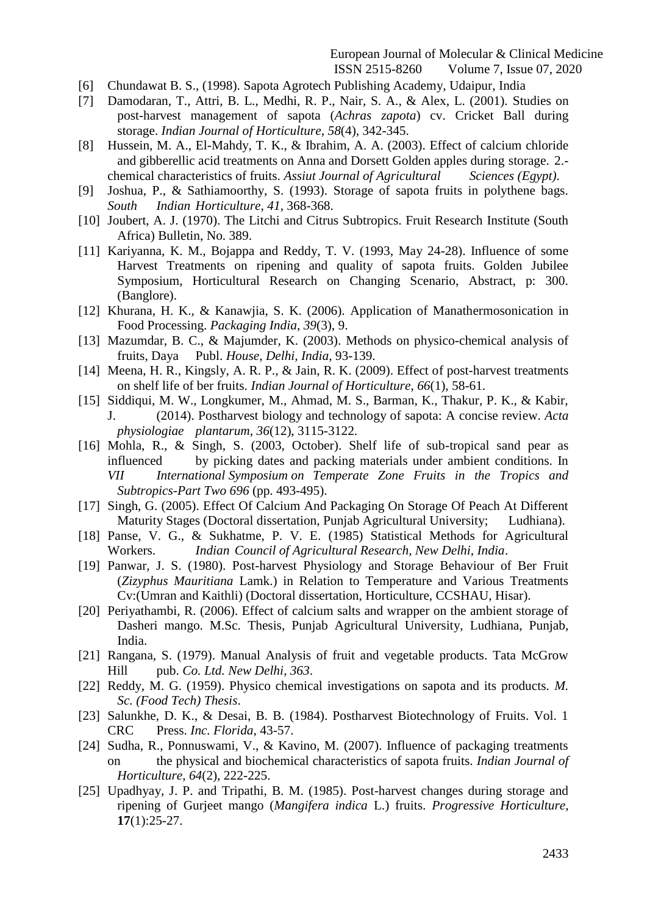[6] Chundawat B. S., (1998). Sapota Agrotech Publishing Academy, Udaipur, India

[7] Damodaran, T., Attri, B. L., Medhi, R. P., Nair, S. A., & Alex, L. (2001). Studies on post-harvest management of sapota (*Achras zapota*) cv. Cricket Ball during storage. *Indian Journal of Horticulture*, *58*(4), 342-345.

[8] Hussein, M. A., El-Mahdy, T. K., & Ibrahim, A. A. (2003). Effect of calcium chloride and gibberellic acid treatments on Anna and Dorsett Golden apples during storage. 2.-chemical characteristics of fruits. *Assiut Journal of Agricultural Sciences (Egypt)*.

[9] Joshua, P., & Sathiamoorthy, S. (1993). Storage of sapota fruits in polythene bags. *South Indian Horticulture*, *41*, 368-368.

[10] Joubert, A. J. (1970). The Litchi and Citrus Subtropics. Fruit Research Institute (South Africa) Bulletin, No. 389.

[11] Kariyanna, K. M., Bojappa and Reddy, T. V. (1993, May 24-28). Influence of some Harvest Treatments on ripening and quality of sapota fruits. Golden Jubilee Symposium, Horticultural Research on Changing Scenario, Abstract, p: 300. (Banglore).

[12] Khurana, H. K., & Kanawjia, S. K. (2006). Application of Manathermosonication in Food Processing. *Packaging India*, *39*(3), 9.

[13] Mazumdar, B. C., & Majumder, K. (2003). Methods on physico-chemical analysis of fruits, Daya Publ. *House, Delhi, India*, 93-139.

[14] Meena, H. R., Kingsly, A. R. P., & Jain, R. K. (2009). Effect of post-harvest treatments on shelf life of ber fruits. *Indian Journal of Horticulture*, *66*(1), 58-61.

[15] Siddiqui, M. W., Longkumer, M., Ahmad, M. S., Barman, K., Thakur, P. K., & Kabir, J. (2014). Postharvest biology and technology of sapota: A concise review. *Acta physiologiae plantarum*, *36*(12), 3115-3122.

[16] Mohla, R., & Singh, S. (2003, October). Shelf life of sub-tropical sand pear as influenced by picking dates and packing materials under ambient conditions. In *VII International Symposium on Temperate Zone Fruits in the Tropics and Subtropics-Part Two 696* (pp. 493-495).

[17] Singh, G. (2005). Effect Of Calcium And Packaging On Storage Of Peach At Different Maturity Stages (Doctoral dissertation, Punjab Agricultural University; Ludhiana).

[18] Panse, V. G., & Sukhatme, P. V. E. (1985) Statistical Methods for Agricultural Workers. *Indian Council of Agricultural Research, New Delhi, India*.

[19] Panwar, J. S. (1980). Post-harvest Physiology and Storage Behaviour of Ber Fruit (*Zizyphus Mauritiana* Lamk.) in Relation to Temperature and Various Treatments Cv:(Umran and Kaithli) (Doctoral dissertation, Horticulture, CCSHAU, Hisar).

[20] Periyathambi, R. (2006). Effect of calcium salts and wrapper on the ambient storage of Dasheri mango. M.Sc. Thesis, Punjab Agricultural University, Ludhiana, Punjab, India.

[21] Rangana, S. (1979). Manual Analysis of fruit and vegetable products. Tata McGrow Hill pub. *Co. Ltd. New Delhi*, *363*.

[22] Reddy, M. G. (1959). Physico chemical investigations on sapota and its products. *M. Sc. (Food Tech) Thesis*.

[23] Salunkhe, D. K., & Desai, B. B. (1984). Postharvest Biotechnology of Fruits. Vol. 1 CRC Press. *Inc. Florida*, 43-57.

[24] Sudha, R., Ponnuswami, V., & Kavino, M. (2007). Influence of packaging treatments on the physical and biochemical characteristics of sapota fruits. *Indian Journal of Horticulture*, *64*(2), 222-225.

[25] Upadhyay, J. P. and Tripathi, B. M. (1985). Post-harvest changes during storage and ripening of Gurjeet mango (*Mangifera indica* L.) fruits. *Progressive Horticulture*, **17**(1):25-27.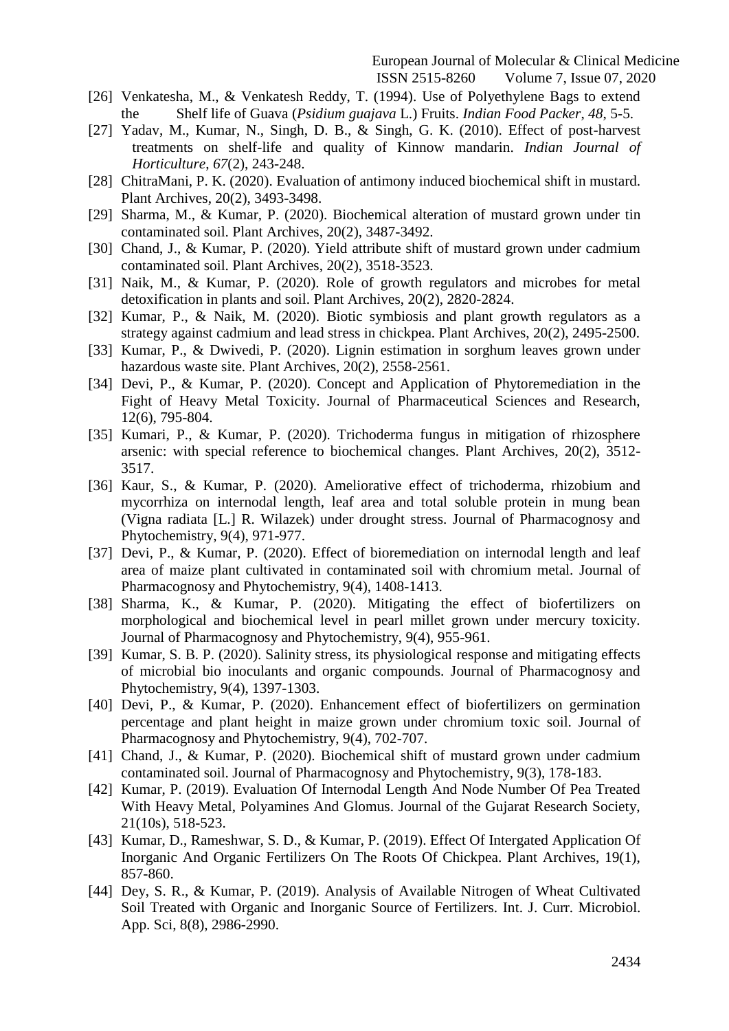[26] Venkatesha, M., & Venkatesh Reddy, T. (1994). Use of Polyethylene Bags to extend the Shelf life of Guava (*Psidium guajava* L.) Fruits. *Indian Food Packer*, *48*, 5-5.

[27] Yadav, M., Kumar, N., Singh, D. B., & Singh, G. K. (2010). Effect of post-harvest treatments on shelf-life and quality of Kinnow mandarin. *Indian Journal of Horticulture*, *67*(2), 243-248.

[28] ChitraMani, P. K. (2020). Evaluation of antimony induced biochemical shift in mustard. Plant Archives, 20(2), 3493-3498.

[29] Sharma, M., & Kumar, P. (2020). Biochemical alteration of mustard grown under tin contaminated soil. Plant Archives, 20(2), 3487-3492.

[30] Chand, J., & Kumar, P. (2020). Yield attribute shift of mustard grown under cadmium contaminated soil. Plant Archives, 20(2), 3518-3523.

[31] Naik, M., & Kumar, P. (2020). Role of growth regulators and microbes for metal detoxification in plants and soil. Plant Archives, 20(2), 2820-2824.

[32] Kumar, P., & Naik, M. (2020). Biotic symbiosis and plant growth regulators as a strategy against cadmium and lead stress in chickpea. Plant Archives, 20(2), 2495-2500.

[33] Kumar, P., & Dwivedi, P. (2020). Lignin estimation in sorghum leaves grown under hazardous waste site. Plant Archives, 20(2), 2558-2561.

[34] Devi, P., & Kumar, P. (2020). Concept and Application of Phytoremediation in the Fight of Heavy Metal Toxicity. Journal of Pharmaceutical Sciences and Research, 12(6), 795-804.

[35] Kumari, P., & Kumar, P. (2020). Trichoderma fungus in mitigation of rhizosphere arsenic: with special reference to biochemical changes. Plant Archives, 20(2), 3512-3517.

[36] Kaur, S., & Kumar, P. (2020). Ameliorative effect of trichoderma, rhizobium and mycorrhiza on internodal length, leaf area and total soluble protein in mung bean (Vigna radiata [L.] R. Wilazek) under drought stress. Journal of Pharmacognosy and Phytochemistry, 9(4), 971-977.

[37] Devi, P., & Kumar, P. (2020). Effect of bioremediation on internodal length and leaf area of maize plant cultivated in contaminated soil with chromium metal. Journal of Pharmacognosy and Phytochemistry, 9(4), 1408-1413.

[38] Sharma, K., & Kumar, P. (2020). Mitigating the effect of biofertilizers on morphological and biochemical level in pearl millet grown under mercury toxicity. Journal of Pharmacognosy and Phytochemistry, 9(4), 955-961.

[39] Kumar, S. B. P. (2020). Salinity stress, its physiological response and mitigating effects of microbial bio inoculants and organic compounds. Journal of Pharmacognosy and Phytochemistry, 9(4), 1397-1303.

[40] Devi, P., & Kumar, P. (2020). Enhancement effect of biofertilizers on germination percentage and plant height in maize grown under chromium toxic soil. Journal of Pharmacognosy and Phytochemistry, 9(4), 702-707.

[41] Chand, J., & Kumar, P. (2020). Biochemical shift of mustard grown under cadmium contaminated soil. Journal of Pharmacognosy and Phytochemistry, 9(3), 178-183.

[42] Kumar, P. (2019). Evaluation Of Internodal Length And Node Number Of Pea Treated With Heavy Metal, Polyamines And Glomus. Journal of the Gujarat Research Society, 21(10s), 518-523.

[43] Kumar, D., Rameshwar, S. D., & Kumar, P. (2019). Effect Of Intergated Application Of Inorganic And Organic Fertilizers On The Roots Of Chickpea. Plant Archives, 19(1), 857-860.

[44] Dey, S. R., & Kumar, P. (2019). Analysis of Available Nitrogen of Wheat Cultivated Soil Treated with Organic and Inorganic Source of Fertilizers. Int. J. Curr. Microbiol. App. Sci, 8(8), 2986-2990.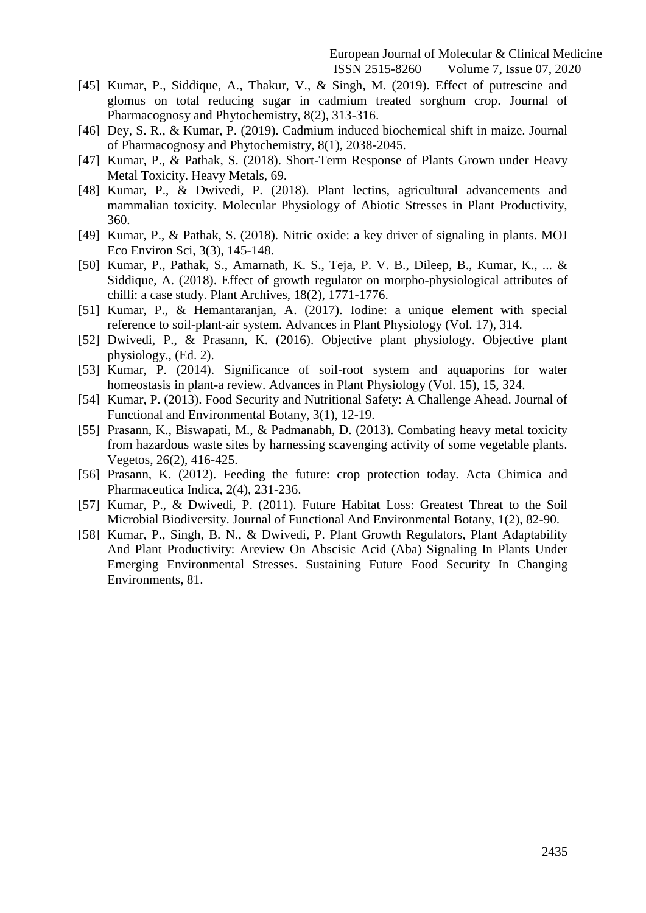[45] Kumar, P., Siddique, A., Thakur, V., & Singh, M. (2019). Effect of putrescine and glomus on total reducing sugar in cadmium treated sorghum crop. Journal of Pharmacognosy and Phytochemistry, 8(2), 313-316.

[46] Dey, S. R., & Kumar, P. (2019). Cadmium induced biochemical shift in maize. Journal of Pharmacognosy and Phytochemistry, 8(1), 2038-2045.

[47] Kumar, P., & Pathak, S. (2018). Short-Term Response of Plants Grown under Heavy Metal Toxicity. Heavy Metals, 69.

[48] Kumar, P., & Dwivedi, P. (2018). Plant lectins, agricultural advancements and mammalian toxicity. Molecular Physiology of Abiotic Stresses in Plant Productivity, 360.

[49] Kumar, P., & Pathak, S. (2018). Nitric oxide: a key driver of signaling in plants. MOJ Eco Environ Sci, 3(3), 145-148.

[50] Kumar, P., Pathak, S., Amarnath, K. S., Teja, P. V. B., Dileep, B., Kumar, K., ... & Siddique, A. (2018). Effect of growth regulator on morpho-physiological attributes of chilli: a case study. Plant Archives, 18(2), 1771-1776.

[51] Kumar, P., & Hemantaranjan, A. (2017). Iodine: a unique element with special reference to soil-plant-air system. Advances in Plant Physiology (Vol. 17), 314.

[52] Dwivedi, P., & Prasann, K. (2016). Objective plant physiology. Objective plant physiology., (Ed. 2).

[53] Kumar, P. (2014). Significance of soil-root system and aquaporins for water homeostasis in plant-a review. Advances in Plant Physiology (Vol. 15), 15, 324.

[54] Kumar, P. (2013). Food Security and Nutritional Safety: A Challenge Ahead. Journal of Functional and Environmental Botany, 3(1), 12-19.

[55] Prasann, K., Biswapati, M., & Padmanabh, D. (2013). Combating heavy metal toxicity from hazardous waste sites by harnessing scavenging activity of some vegetable plants. Vegetos, 26(2), 416-425.

[56] Prasann, K. (2012). Feeding the future: crop protection today. Acta Chimica and Pharmaceutica Indica, 2(4), 231-236.

[57] Kumar, P., & Dwivedi, P. (2011). Future Habitat Loss: Greatest Threat to the Soil Microbial Biodiversity. Journal of Functional And Environmental Botany, 1(2), 82-90.

[58] Kumar, P., Singh, B. N., & Dwivedi, P. Plant Growth Regulators, Plant Adaptability And Plant Productivity: Areview On Abscisic Acid (Aba) Signaling In Plants Under Emerging Environmental Stresses. Sustaining Future Food Security In Changing Environments, 81.